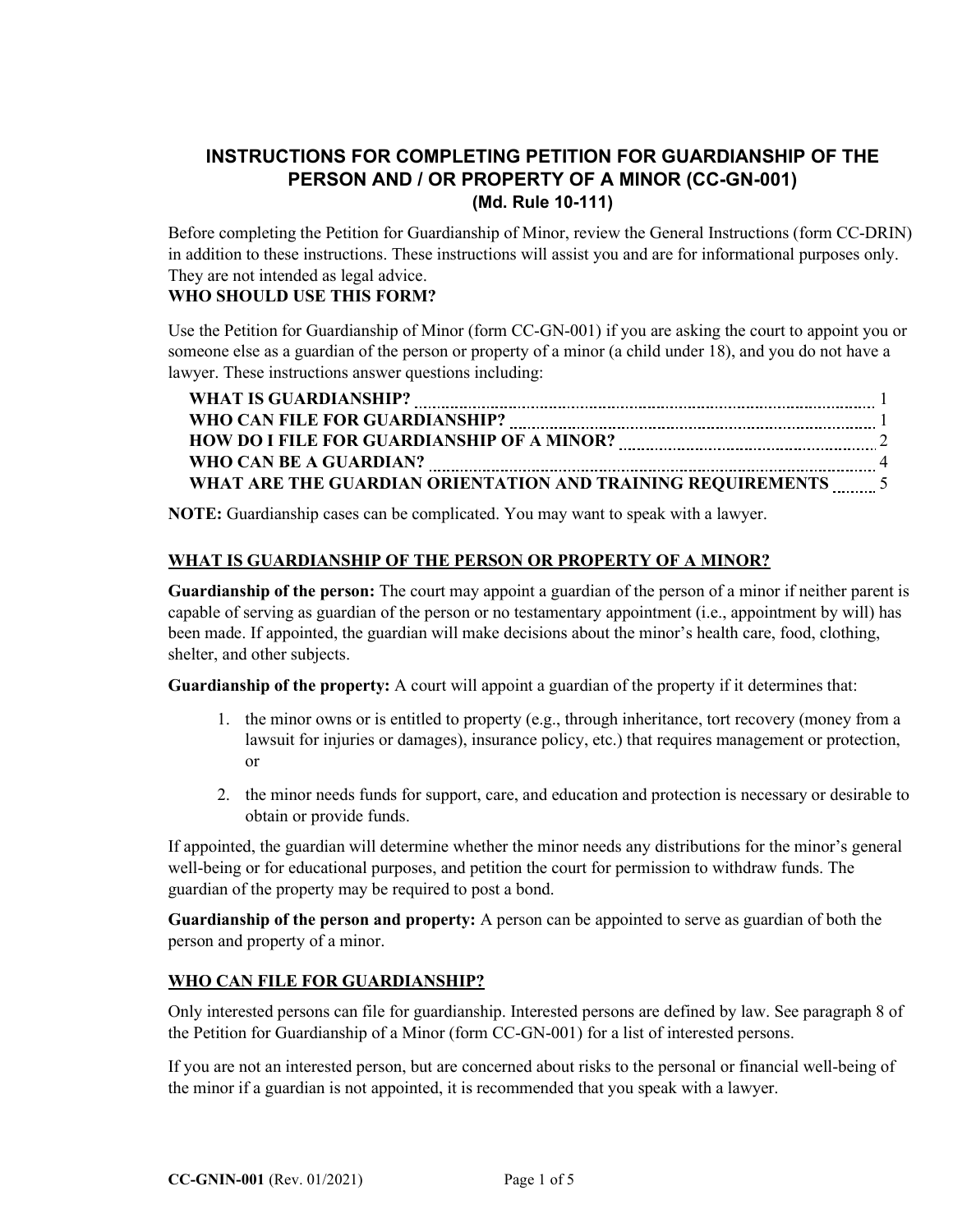# INSTRUCTIONS FOR COMPLETING PETITION FOR GUARDIANSHIP OF THE PERSON AND / OR PROPERTY OF A MINOR (CC-GN-001)
## (Md. Rule 10-111)

Before completing the Petition for Guardianship of Minor, review the General Instructions (form CC-DRIN) in addition to these instructions. These instructions will assist you and are for informational purposes only. They are not intended as legal advice.

**WHO SHOULD USE THIS FORM?**

Use the Petition for Guardianship of Minor (form CC-GN-001) if you are asking the court to appoint you or someone else as a guardian of the person or property of a minor (a child under 18), and you do not have a lawyer. These instructions answer questions including:

| | |
|---|---|
| **WHAT IS GUARDIANSHIP?** | 1 |
| **WHO CAN FILE FOR GUARDIANSHIP?** | 1 |
| **HOW DO I FILE FOR GUARDIANSHIP OF A MINOR?** | 2 |
| **WHO CAN BE A GUARDIAN?** | 4 |
| **WHAT ARE THE GUARDIAN ORIENTATION AND TRAINING REQUIREMENTS** | 5 |

**NOTE:** Guardianship cases can be complicated. You may want to speak with a lawyer.

## WHAT IS GUARDIANSHIP OF THE PERSON OR PROPERTY OF A MINOR?

**Guardianship of the person:** The court may appoint a guardian of the person of a minor if neither parent is capable of serving as guardian of the person or no testamentary appointment (i.e., appointment by will) has been made. If appointed, the guardian will make decisions about the minor's health care, food, clothing, shelter, and other subjects.

**Guardianship of the property:** A court will appoint a guardian of the property if it determines that:

1. the minor owns or is entitled to property (e.g., through inheritance, tort recovery (money from a lawsuit for injuries or damages), insurance policy, etc.) that requires management or protection, or
2. the minor needs funds for support, care, and education and protection is necessary or desirable to obtain or provide funds.

If appointed, the guardian will determine whether the minor needs any distributions for the minor's general well-being or for educational purposes, and petition the court for permission to withdraw funds. The guardian of the property may be required to post a bond.

**Guardianship of the person and property:** A person can be appointed to serve as guardian of both the person and property of a minor.

## WHO CAN FILE FOR GUARDIANSHIP?

Only interested persons can file for guardianship. Interested persons are defined by law. See paragraph 8 of the Petition for Guardianship of a Minor (form CC-GN-001) for a list of interested persons.

If you are not an interested person, but are concerned about risks to the personal or financial well-being of the minor if a guardian is not appointed, it is recommended that you speak with a lawyer.

CC-GNIN-001 (Rev. 01/2021)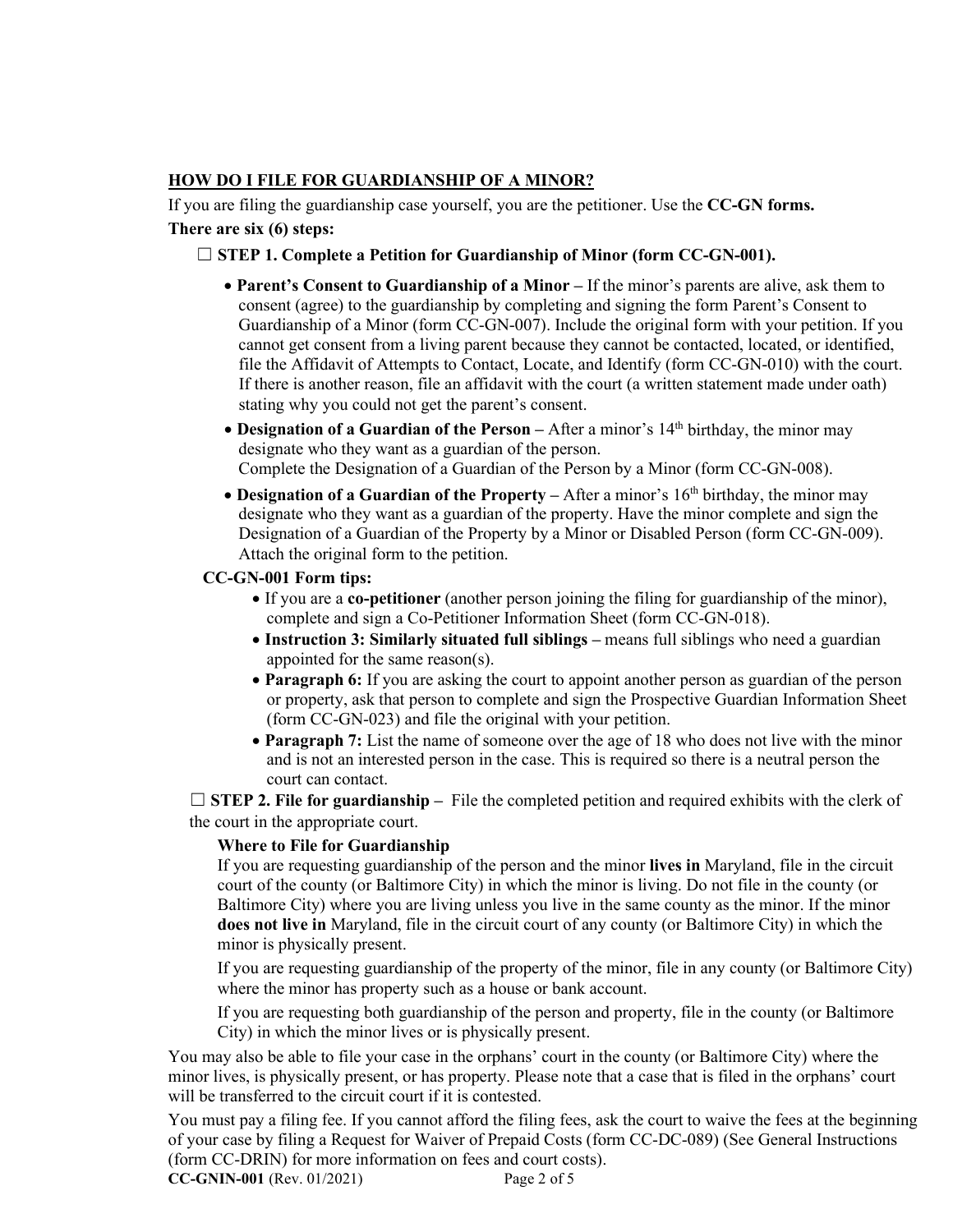## HOW DO I FILE FOR GUARDIANSHIP OF A MINOR?

If you are filing the guardianship case yourself, you are the petitioner. Use the **CC-GN forms.**

**There are six (6) steps:**

☐ **STEP 1. Complete a Petition for Guardianship of Minor (form CC-GN-001).**

- **Parent's Consent to Guardianship of a Minor –** If the minor's parents are alive, ask them to consent (agree) to the guardianship by completing and signing the form Parent's Consent to Guardianship of a Minor (form CC-GN-007). Include the original form with your petition. If you cannot get consent from a living parent because they cannot be contacted, located, or identified, file the Affidavit of Attempts to Contact, Locate, and Identify (form CC-GN-010) with the court. If there is another reason, file an affidavit with the court (a written statement made under oath) stating why you could not get the parent's consent.
- **Designation of a Guardian of the Person –** After a minor's 14th birthday, the minor may designate who they want as a guardian of the person.
  Complete the Designation of a Guardian of the Person by a Minor (form CC-GN-008).
- **Designation of a Guardian of the Property –** After a minor's 16th birthday, the minor may designate who they want as a guardian of the property. Have the minor complete and sign the Designation of a Guardian of the Property by a Minor or Disabled Person (form CC-GN-009). Attach the original form to the petition.

**CC-GN-001 Form tips:**

- If you are a **co-petitioner** (another person joining the filing for guardianship of the minor), complete and sign a Co-Petitioner Information Sheet (form CC-GN-018).
- **Instruction 3: Similarly situated full siblings –** means full siblings who need a guardian appointed for the same reason(s).
- **Paragraph 6:** If you are asking the court to appoint another person as guardian of the person or property, ask that person to complete and sign the Prospective Guardian Information Sheet (form CC-GN-023) and file the original with your petition.
- **Paragraph 7:** List the name of someone over the age of 18 who does not live with the minor and is not an interested person in the case. This is required so there is a neutral person the court can contact.

☐ **STEP 2. File for guardianship –** File the completed petition and required exhibits with the clerk of the court in the appropriate court.

**Where to File for Guardianship**

If you are requesting guardianship of the person and the minor **lives in** Maryland, file in the circuit court of the county (or Baltimore City) in which the minor is living. Do not file in the county (or Baltimore City) where you are living unless you live in the same county as the minor. If the minor **does not live in** Maryland, file in the circuit court of any county (or Baltimore City) in which the minor is physically present.

If you are requesting guardianship of the property of the minor, file in any county (or Baltimore City) where the minor has property such as a house or bank account.

If you are requesting both guardianship of the person and property, file in the county (or Baltimore City) in which the minor lives or is physically present.

You may also be able to file your case in the orphans' court in the county (or Baltimore City) where the minor lives, is physically present, or has property. Please note that a case that is filed in the orphans' court will be transferred to the circuit court if it is contested.

You must pay a filing fee. If you cannot afford the filing fees, ask the court to waive the fees at the beginning of your case by filing a Request for Waiver of Prepaid Costs (form CC-DC-089) (See General Instructions (form CC-DRIN) for more information on fees and court costs).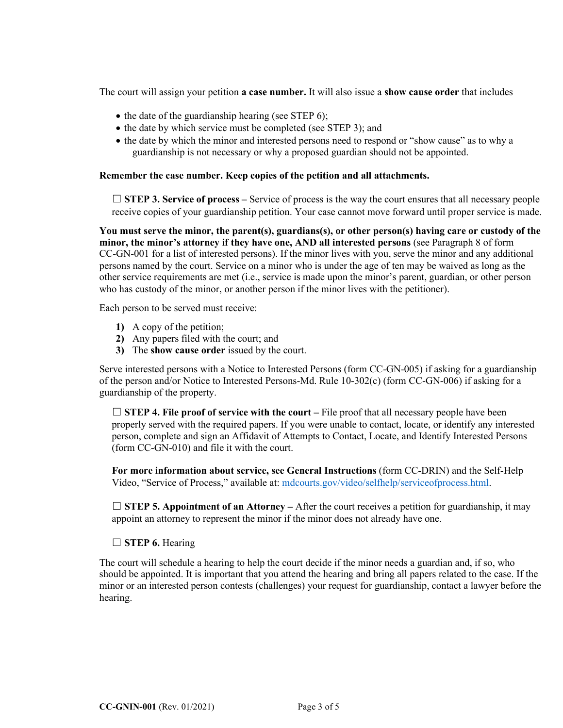The court will assign your petition **a case number.** It will also issue a **show cause order** that includes

- the date of the guardianship hearing (see STEP 6);
- the date by which service must be completed (see STEP 3); and
- the date by which the minor and interested persons need to respond or "show cause" as to why a guardianship is not necessary or why a proposed guardian should not be appointed.

**Remember the case number. Keep copies of the petition and all attachments.**

☐ **STEP 3. Service of process –** Service of process is the way the court ensures that all necessary people receive copies of your guardianship petition. Your case cannot move forward until proper service is made.

**You must serve the minor, the parent(s), guardians(s), or other person(s) having care or custody of the minor, the minor's attorney if they have one, AND all interested persons** (see Paragraph 8 of form CC-GN-001 for a list of interested persons). If the minor lives with you, serve the minor and any additional persons named by the court. Service on a minor who is under the age of ten may be waived as long as the other service requirements are met (i.e., service is made upon the minor's parent, guardian, or other person who has custody of the minor, or another person if the minor lives with the petitioner).

Each person to be served must receive:

1) A copy of the petition;
2) Any papers filed with the court; and
3) The **show cause order** issued by the court.

Serve interested persons with a Notice to Interested Persons (form CC-GN-005) if asking for a guardianship of the person and/or Notice to Interested Persons-Md. Rule 10-302(c) (form CC-GN-006) if asking for a guardianship of the property.

☐ **STEP 4. File proof of service with the court –** File proof that all necessary people have been properly served with the required papers. If you were unable to contact, locate, or identify any interested person, complete and sign an Affidavit of Attempts to Contact, Locate, and Identify Interested Persons (form CC-GN-010) and file it with the court.

**For more information about service, see General Instructions** (form CC-DRIN) and the Self-Help Video, "Service of Process," available at: [mdcourts.gov/video/selfhelp/serviceofprocess.html](mdcourts.gov/video/selfhelp/serviceofprocess.html).

☐ **STEP 5. Appointment of an Attorney –** After the court receives a petition for guardianship, it may appoint an attorney to represent the minor if the minor does not already have one.

☐ **STEP 6.** Hearing

The court will schedule a hearing to help the court decide if the minor needs a guardian and, if so, who should be appointed. It is important that you attend the hearing and bring all papers related to the case. If the minor or an interested person contests (challenges) your request for guardianship, contact a lawyer before the hearing.

**CC-GNIN-001** (Rev. 01/2021)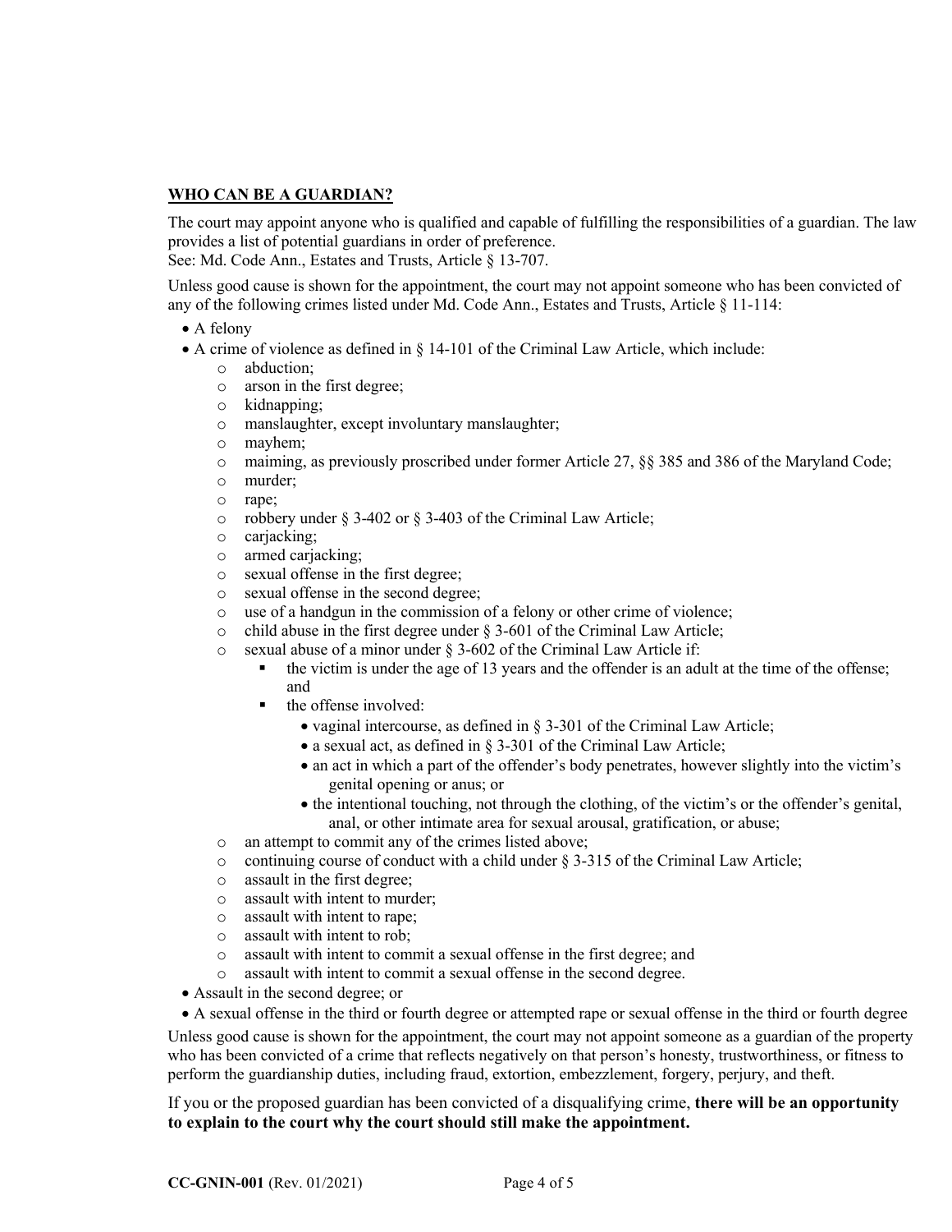**WHO CAN BE A GUARDIAN?**

The court may appoint anyone who is qualified and capable of fulfilling the responsibilities of a guardian. The law provides a list of potential guardians in order of preference.
See: Md. Code Ann., Estates and Trusts, Article § 13-707.

Unless good cause is shown for the appointment, the court may not appoint someone who has been convicted of any of the following crimes listed under Md. Code Ann., Estates and Trusts, Article § 11-114:

- A felony
- A crime of violence as defined in § 14-101 of the Criminal Law Article, which include:
  - abduction;
  - arson in the first degree;
  - kidnapping;
  - manslaughter, except involuntary manslaughter;
  - mayhem;
  - maiming, as previously proscribed under former Article 27, §§ 385 and 386 of the Maryland Code;
  - murder;
  - rape;
  - robbery under § 3-402 or § 3-403 of the Criminal Law Article;
  - carjacking;
  - armed carjacking;
  - sexual offense in the first degree;
  - sexual offense in the second degree;
  - use of a handgun in the commission of a felony or other crime of violence;
  - child abuse in the first degree under § 3-601 of the Criminal Law Article;
  - sexual abuse of a minor under § 3-602 of the Criminal Law Article if:
    - the victim is under the age of 13 years and the offender is an adult at the time of the offense; and
    - the offense involved:
      - vaginal intercourse, as defined in § 3-301 of the Criminal Law Article;
      - a sexual act, as defined in § 3-301 of the Criminal Law Article;
      - an act in which a part of the offender's body penetrates, however slightly into the victim's genital opening or anus; or
      - the intentional touching, not through the clothing, of the victim's or the offender's genital, anal, or other intimate area for sexual arousal, gratification, or abuse;
  - an attempt to commit any of the crimes listed above;
  - continuing course of conduct with a child under § 3-315 of the Criminal Law Article;
  - assault in the first degree;
  - assault with intent to murder;
  - assault with intent to rape;
  - assault with intent to rob;
  - assault with intent to commit a sexual offense in the first degree; and
  - assault with intent to commit a sexual offense in the second degree.
- Assault in the second degree; or
- A sexual offense in the third or fourth degree or attempted rape or sexual offense in the third or fourth degree

Unless good cause is shown for the appointment, the court may not appoint someone as a guardian of the property who has been convicted of a crime that reflects negatively on that person's honesty, trustworthiness, or fitness to perform the guardianship duties, including fraud, extortion, embezzlement, forgery, perjury, and theft.

If you or the proposed guardian has been convicted of a disqualifying crime, **there will be an opportunity to explain to the court why the court should still make the appointment.**

**CC-GNIN-001** (Rev. 01/2021)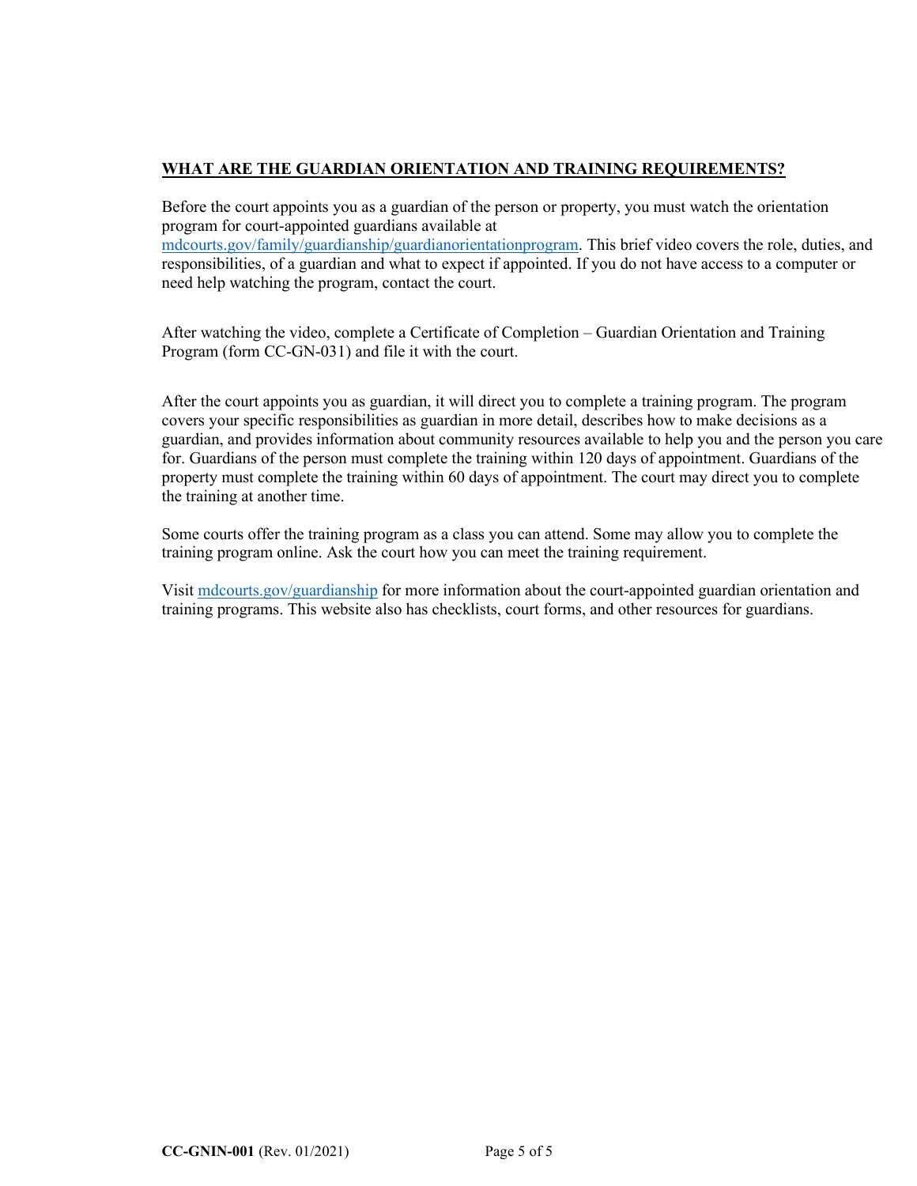## WHAT ARE THE GUARDIAN ORIENTATION AND TRAINING REQUIREMENTS?

Before the court appoints you as a guardian of the person or property, you must watch the orientation program for court-appointed guardians available at mdcourts.gov/family/guardianship/guardianorientationprogram. This brief video covers the role, duties, and responsibilities, of a guardian and what to expect if appointed. If you do not have access to a computer or need help watching the program, contact the court.

After watching the video, complete a Certificate of Completion – Guardian Orientation and Training Program (form CC-GN-031) and file it with the court.

After the court appoints you as guardian, it will direct you to complete a training program. The program covers your specific responsibilities as guardian in more detail, describes how to make decisions as a guardian, and provides information about community resources available to help you and the person you care for. Guardians of the person must complete the training within 120 days of appointment. Guardians of the property must complete the training within 60 days of appointment. The court may direct you to complete the training at another time.

Some courts offer the training program as a class you can attend. Some may allow you to complete the training program online. Ask the court how you can meet the training requirement.

Visit mdcourts.gov/guardianship for more information about the court-appointed guardian orientation and training programs. This website also has checklists, court forms, and other resources for guardians.

**CC-GNIN-001** (Rev. 01/2021)